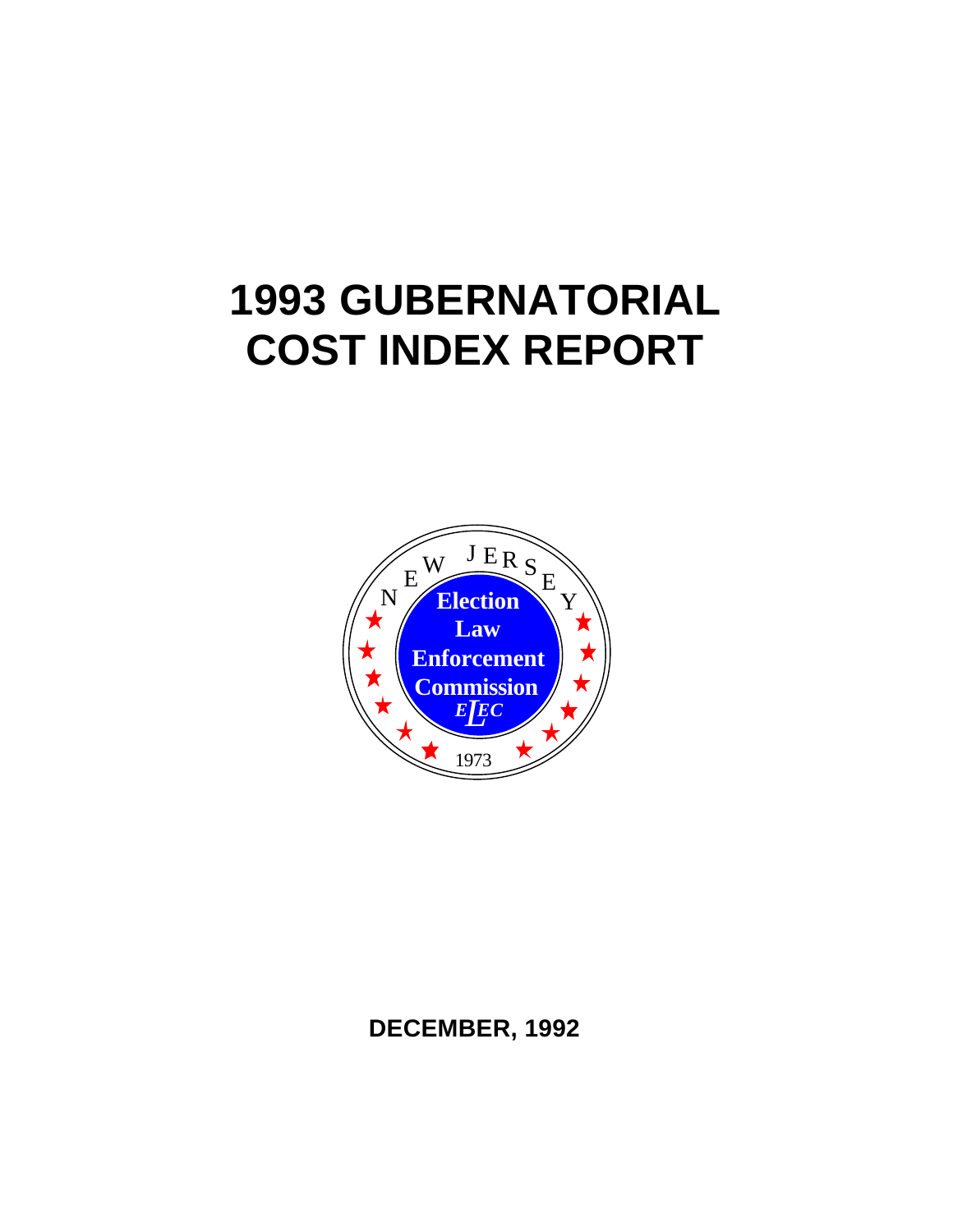# 1993 GUBERNATORIAL COST INDEX REPORT

NEW JERSEY

Election Law Enforcement Commission

ELEC

1973

**DECEMBER, 1992**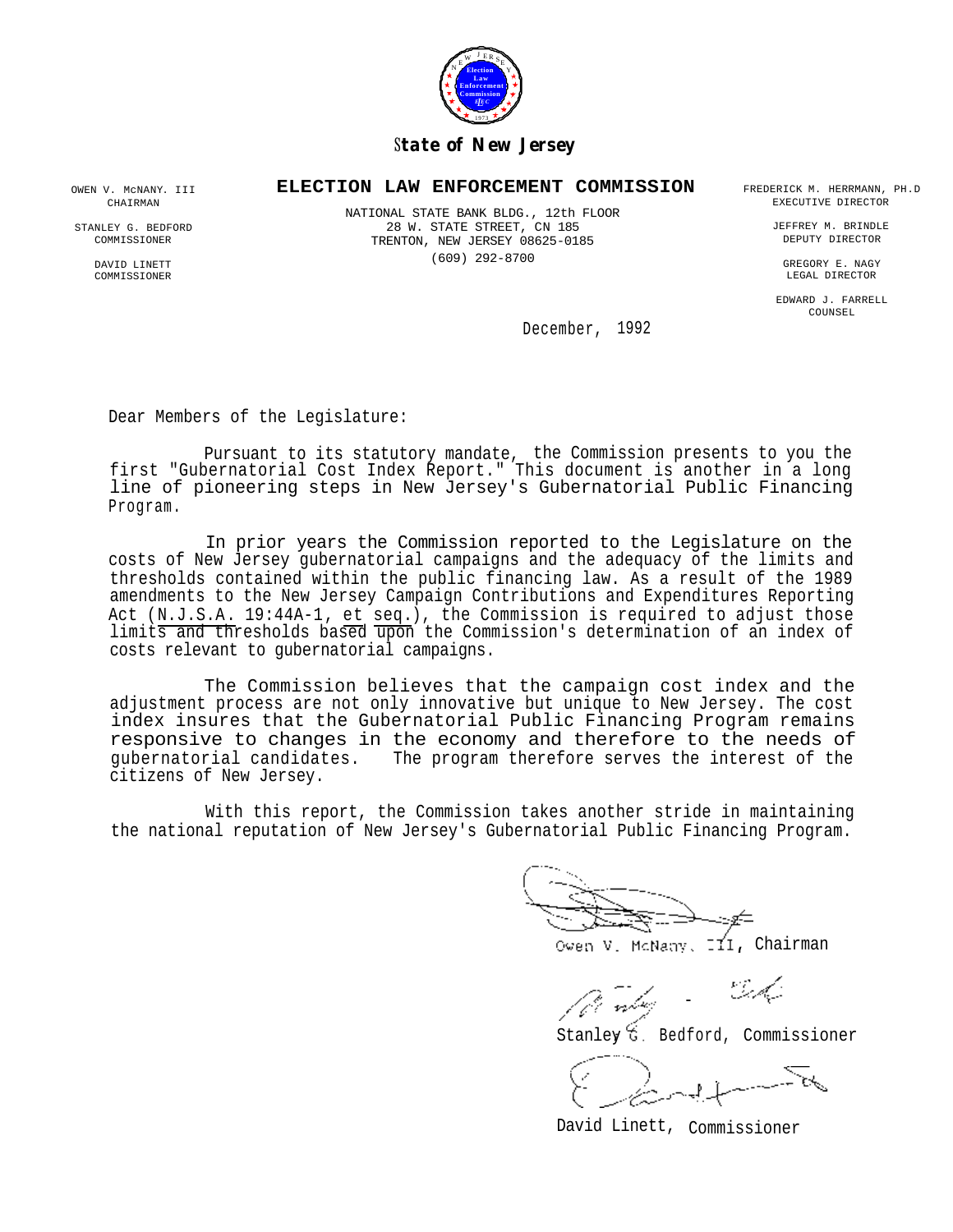# State of New Jersey

## ELECTION LAW ENFORCEMENT COMMISSION

OWEN V. McNANY, III
CHAIRMAN

STANLEY G. BEDFORD
COMMISSIONER

DAVID LINETT
COMMISSIONER

NATIONAL STATE BANK BLDG., 12th FLOOR
28 W. STATE STREET, CN 185
TRENTON, NEW JERSEY 08625-0185
(609) 292-8700

FREDERICK M. HERRMANN, PH.D
EXECUTIVE DIRECTOR

JEFFREY M. BRINDLE
DEPUTY DIRECTOR

GREGORY E. NAGY
LEGAL DIRECTOR

EDWARD J. FARRELL
COUNSEL

December, 1992

Dear Members of the Legislature:

Pursuant to its statutory mandate, the Commission presents to you the first "Gubernatorial Cost Index Report." This document is another in a long line of pioneering steps in New Jersey's Gubernatorial Public Financing Program.

In prior years the Commission reported to the Legislature on the costs of New Jersey gubernatorial campaigns and the adequacy of the limits and thresholds contained within the public financing law. As a result of the 1989 amendments to the New Jersey Campaign Contributions and Expenditures Reporting Act (N.J.S.A. 19:44A-1, et seq.), the Commission is required to adjust those limits and thresholds based upon the Commission's determination of an index of costs relevant to gubernatorial campaigns.

The Commission believes that the campaign cost index and the adjustment process are not only innovative but unique to New Jersey. The cost index insures that the Gubernatorial Public Financing Program remains responsive to changes in the economy and therefore to the needs of gubernatorial candidates. The program therefore serves the interest of the citizens of New Jersey.

With this report, the Commission takes another stride in maintaining the national reputation of New Jersey's Gubernatorial Public Financing Program.

Owen V. McNany, III, Chairman

Stanley G. Bedford, Commissioner

David Linett, Commissioner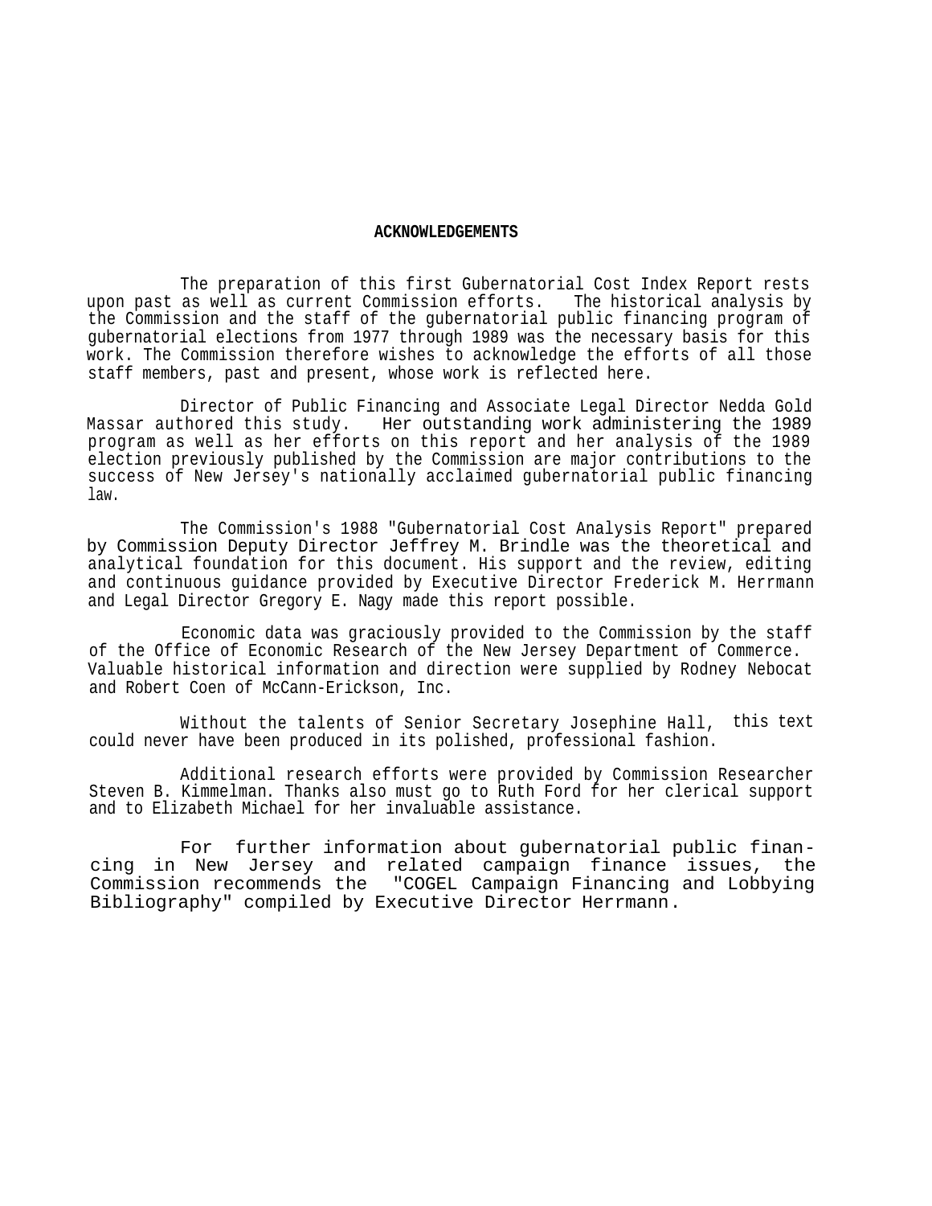# ACKNOWLEDGEMENTS

The preparation of this first Gubernatorial Cost Index Report rests upon past as well as current Commission efforts. The historical analysis by the Commission and the staff of the gubernatorial public financing program of gubernatorial elections from 1977 through 1989 was the necessary basis for this work. The Commission therefore wishes to acknowledge the efforts of all those staff members, past and present, whose work is reflected here.

Director of Public Financing and Associate Legal Director Nedda Gold Massar authored this study. Her outstanding work administering the 1989 program as well as her efforts on this report and her analysis of the 1989 election previously published by the Commission are major contributions to the success of New Jersey's nationally acclaimed gubernatorial public financing law.

The Commission's 1988 "Gubernatorial Cost Analysis Report" prepared by Commission Deputy Director Jeffrey M. Brindle was the theoretical and analytical foundation for this document. His support and the review, editing and continuous guidance provided by Executive Director Frederick M. Herrmann and Legal Director Gregory E. Nagy made this report possible.

Economic data was graciously provided to the Commission by the staff of the Office of Economic Research of the New Jersey Department of Commerce. Valuable historical information and direction were supplied by Rodney Nebocat and Robert Coen of McCann-Erickson, Inc.

Without the talents of Senior Secretary Josephine Hall, this text could never have been produced in its polished, professional fashion.

Additional research efforts were provided by Commission Researcher Steven B. Kimmelman. Thanks also must go to Ruth Ford for her clerical support and to Elizabeth Michael for her invaluable assistance.

For further information about gubernatorial public financing in New Jersey and related campaign finance issues, the Commission recommends the "COGEL Campaign Financing and Lobbying Bibliography" compiled by Executive Director Herrmann.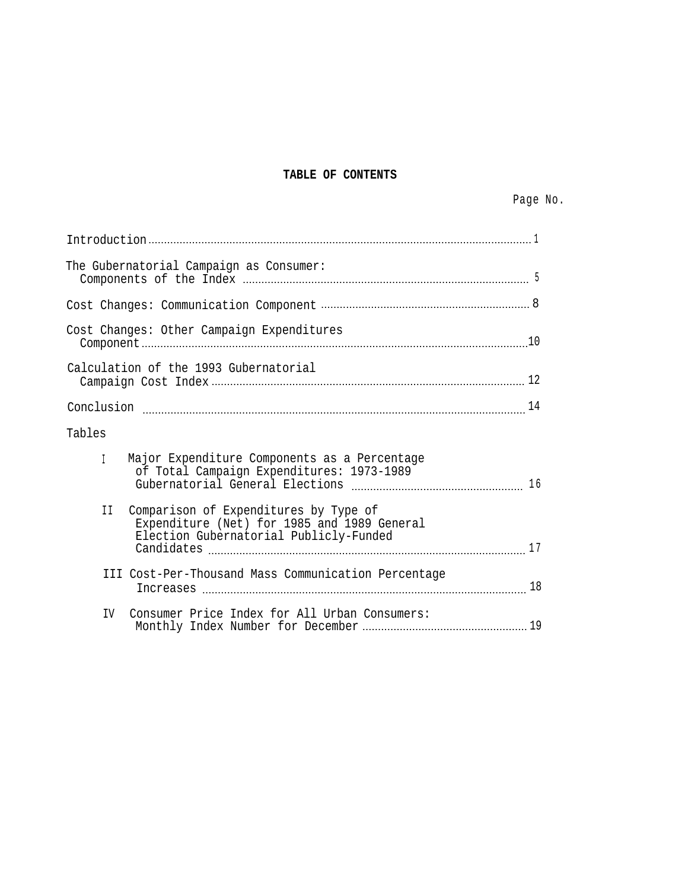# TABLE OF CONTENTS

| | Page No. |
|---|---|
| Introduction | 1 |
| The Gubernatorial Campaign as Consumer: Components of the Index | 5 |
| Cost Changes: Communication Component | 8 |
| Cost Changes: Other Campaign Expenditures Component | 10 |
| Calculation of the 1993 Gubernatorial Campaign Cost Index | 12 |
| Conclusion | 14 |
| **Tables** | |
| I Major Expenditure Components as a Percentage of Total Campaign Expenditures: 1973-1989 Gubernatorial General Elections | 16 |
| II Comparison of Expenditures by Type of Expenditure (Net) for 1985 and 1989 General Election Gubernatorial Publicly-Funded Candidates | 17 |
| III Cost-Per-Thousand Mass Communication Percentage Increases | 18 |
| IV Consumer Price Index for All Urban Consumers: Monthly Index Number for December | 19 |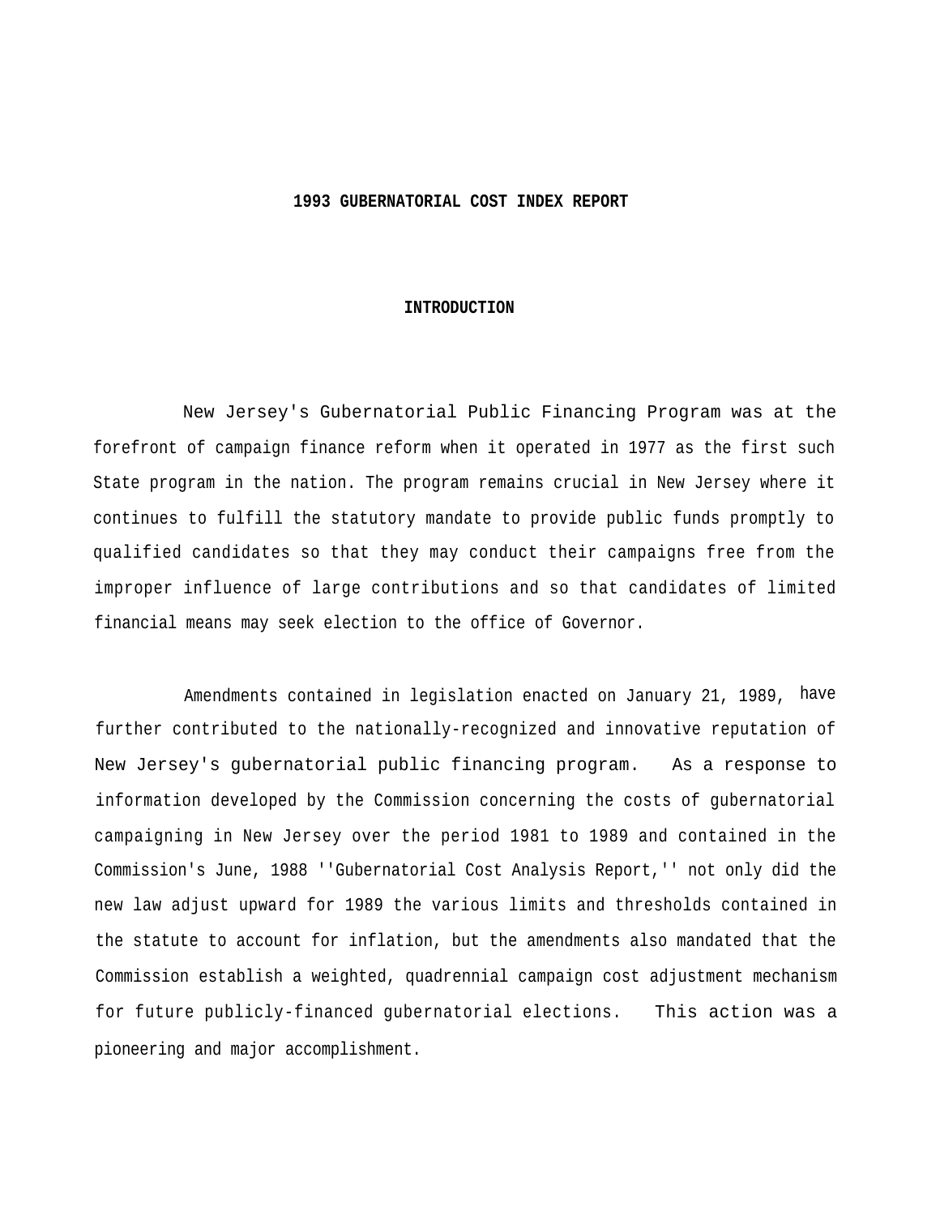# 1993 GUBERNATORIAL COST INDEX REPORT

## INTRODUCTION

New Jersey's Gubernatorial Public Financing Program was at the forefront of campaign finance reform when it operated in 1977 as the first such State program in the nation. The program remains crucial in New Jersey where it continues to fulfill the statutory mandate to provide public funds promptly to qualified candidates so that they may conduct their campaigns free from the improper influence of large contributions and so that candidates of limited financial means may seek election to the office of Governor.

Amendments contained in legislation enacted on January 21, 1989, have further contributed to the nationally-recognized and innovative reputation of New Jersey's gubernatorial public financing program. As a response to information developed by the Commission concerning the costs of gubernatorial campaigning in New Jersey over the period 1981 to 1989 and contained in the Commission's June, 1988 ''Gubernatorial Cost Analysis Report,'' not only did the new law adjust upward for 1989 the various limits and thresholds contained in the statute to account for inflation, but the amendments also mandated that the Commission establish a weighted, quadrennial campaign cost adjustment mechanism for future publicly-financed gubernatorial elections. This action was a pioneering and major accomplishment.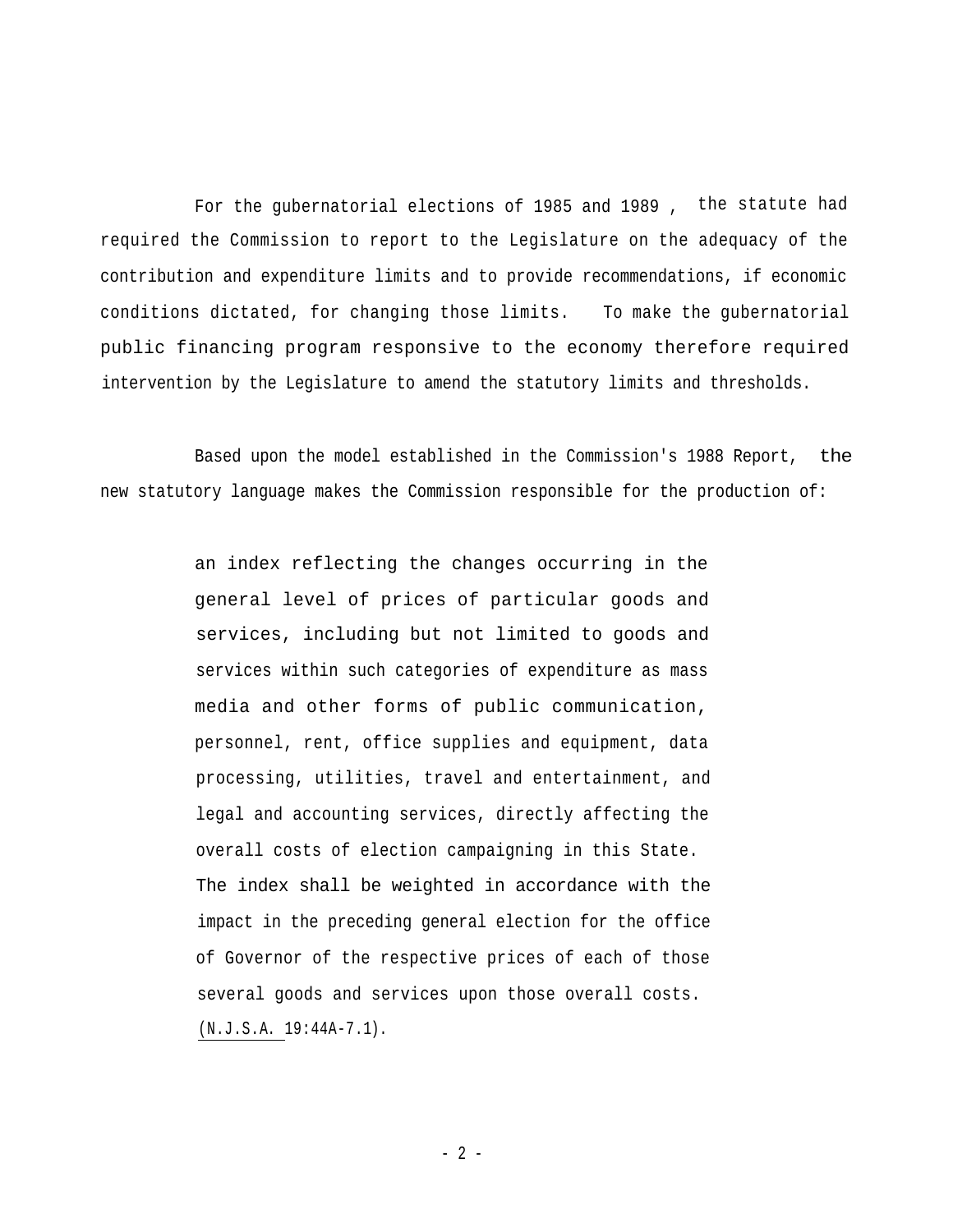For the gubernatorial elections of 1985 and 1989 , the statute had required the Commission to report to the Legislature on the adequacy of the contribution and expenditure limits and to provide recommendations, if economic conditions dictated, for changing those limits. To make the gubernatorial public financing program responsive to the economy therefore required intervention by the Legislature to amend the statutory limits and thresholds.

Based upon the model established in the Commission's 1988 Report, the new statutory language makes the Commission responsible for the production of:

> an index reflecting the changes occurring in the general level of prices of particular goods and services, including but not limited to goods and services within such categories of expenditure as mass media and other forms of public communication, personnel, rent, office supplies and equipment, data processing, utilities, travel and entertainment, and legal and accounting services, directly affecting the overall costs of election campaigning in this State. The index shall be weighted in accordance with the impact in the preceding general election for the office of Governor of the respective prices of each of those several goods and services upon those overall costs. (N.J.S.A. 19:44A-7.1).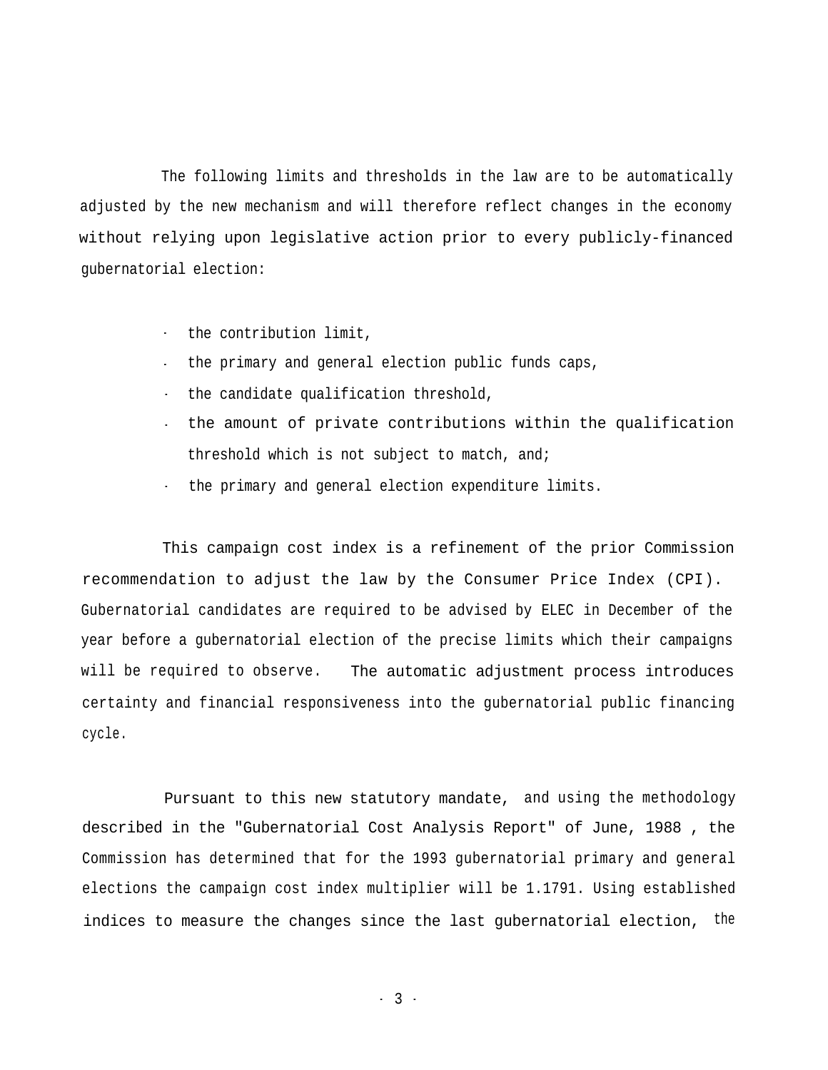The following limits and thresholds in the law are to be automatically adjusted by the new mechanism and will therefore reflect changes in the economy without relying upon legislative action prior to every publicly-financed gubernatorial election:

- the contribution limit,
- the primary and general election public funds caps,
- the candidate qualification threshold,
- the amount of private contributions within the qualification threshold which is not subject to match, and;
- the primary and general election expenditure limits.

This campaign cost index is a refinement of the prior Commission recommendation to adjust the law by the Consumer Price Index (CPI). Gubernatorial candidates are required to be advised by ELEC in December of the year before a gubernatorial election of the precise limits which their campaigns will be required to observe. The automatic adjustment process introduces certainty and financial responsiveness into the gubernatorial public financing cycle.

Pursuant to this new statutory mandate, and using the methodology described in the "Gubernatorial Cost Analysis Report" of June, 1988 , the Commission has determined that for the 1993 gubernatorial primary and general elections the campaign cost index multiplier will be 1.1791. Using established indices to measure the changes since the last gubernatorial election, the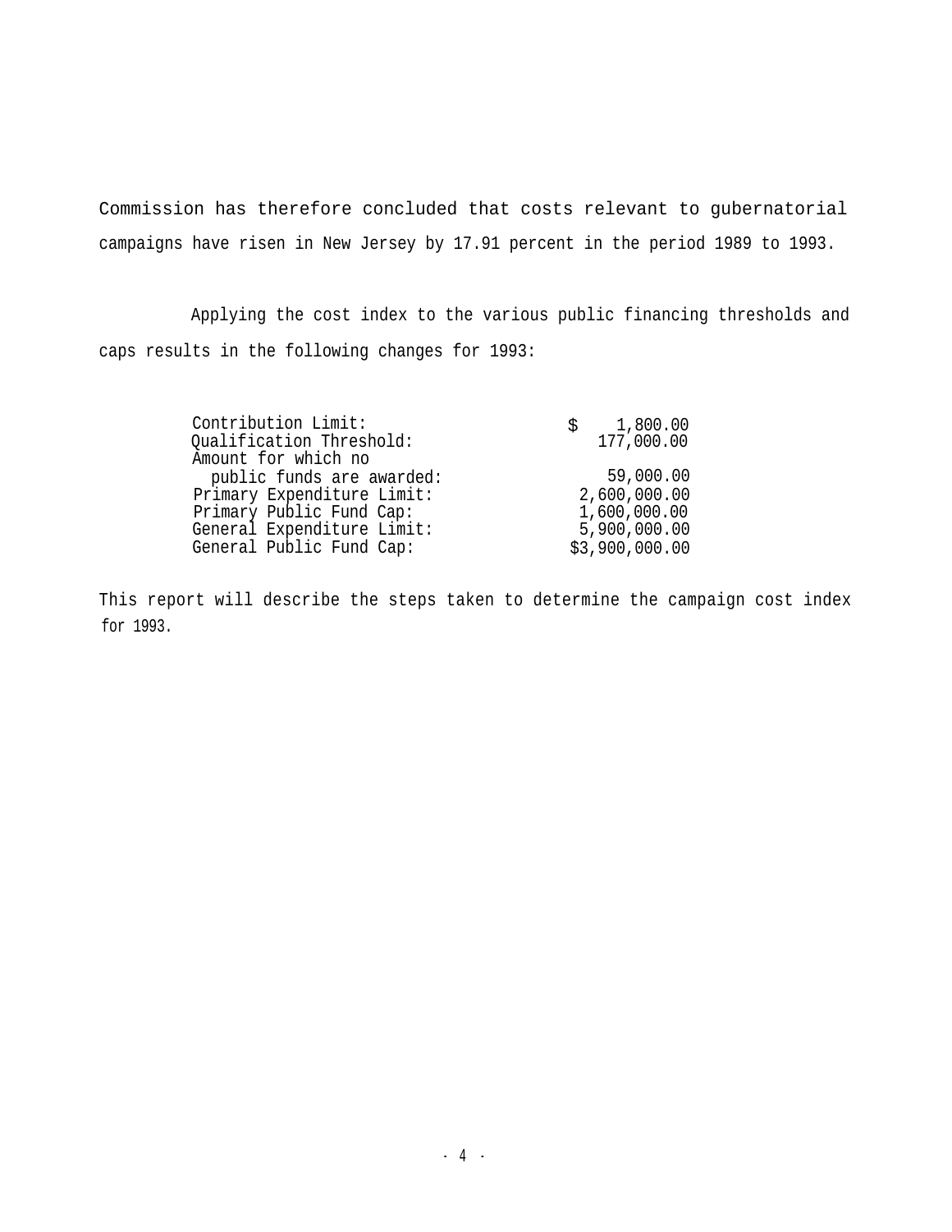Commission has therefore concluded that costs relevant to gubernatorial campaigns have risen in New Jersey by 17.91 percent in the period 1989 to 1993.

Applying the cost index to the various public financing thresholds and caps results in the following changes for 1993:

| | |
|---|---|
| Contribution Limit: | $ 1,800.00 |
| Qualification Threshold: | 177,000.00 |
| Amount for which no public funds are awarded: | 59,000.00 |
| Primary Expenditure Limit: | 2,600,000.00 |
| Primary Public Fund Cap: | 1,600,000.00 |
| General Expenditure Limit: | 5,900,000.00 |
| General Public Fund Cap: | $3,900,000.00 |

This report will describe the steps taken to determine the campaign cost index for 1993.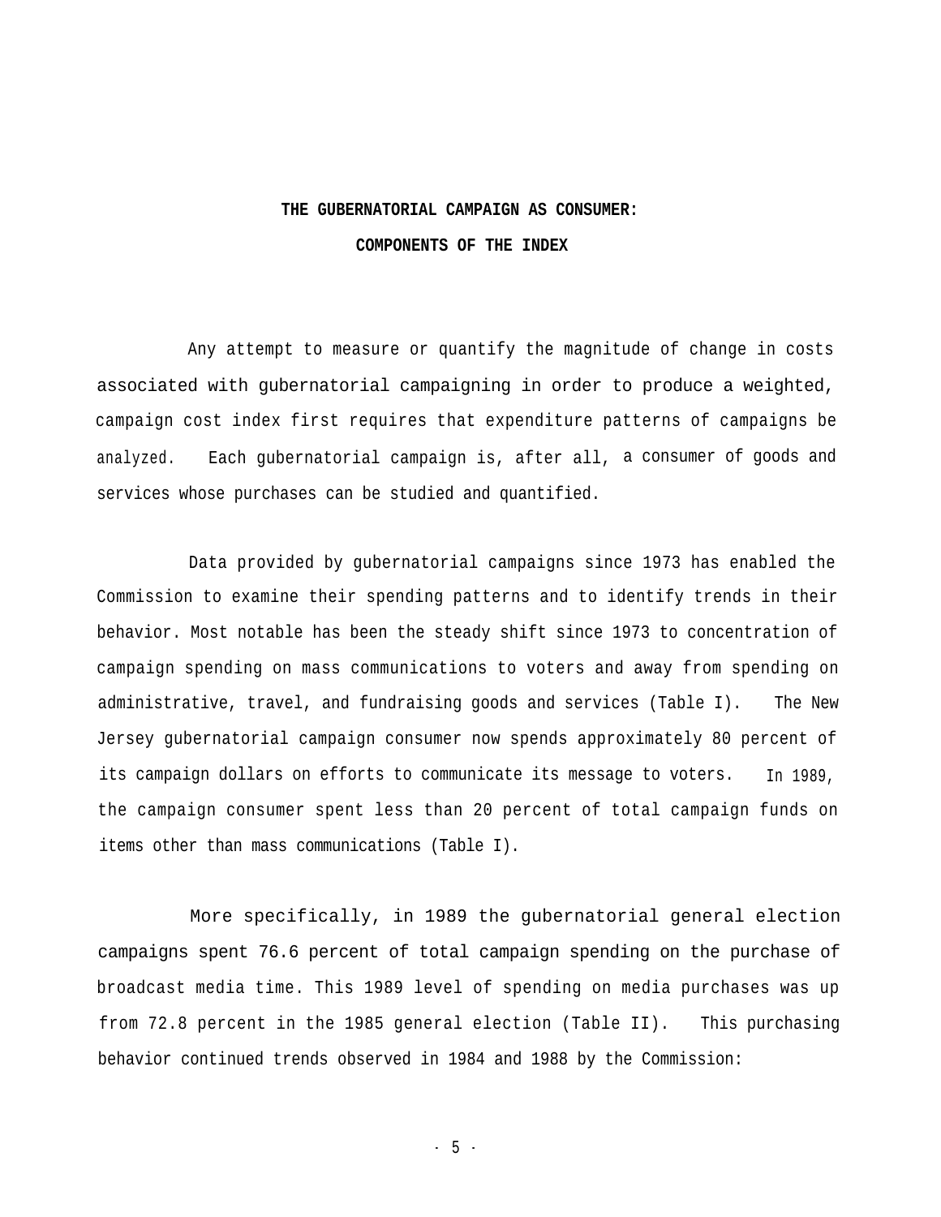## THE GUBERNATORIAL CAMPAIGN AS CONSUMER:

## COMPONENTS OF THE INDEX

Any attempt to measure or quantify the magnitude of change in costs associated with gubernatorial campaigning in order to produce a weighted, campaign cost index first requires that expenditure patterns of campaigns be analyzed. Each gubernatorial campaign is, after all, a consumer of goods and services whose purchases can be studied and quantified.

Data provided by gubernatorial campaigns since 1973 has enabled the Commission to examine their spending patterns and to identify trends in their behavior. Most notable has been the steady shift since 1973 to concentration of campaign spending on mass communications to voters and away from spending on administrative, travel, and fundraising goods and services (Table I). The New Jersey gubernatorial campaign consumer now spends approximately 80 percent of its campaign dollars on efforts to communicate its message to voters. In 1989, the campaign consumer spent less than 20 percent of total campaign funds on items other than mass communications (Table I).

More specifically, in 1989 the gubernatorial general election campaigns spent 76.6 percent of total campaign spending on the purchase of broadcast media time. This 1989 level of spending on media purchases was up from 72.8 percent in the 1985 general election (Table II). This purchasing behavior continued trends observed in 1984 and 1988 by the Commission: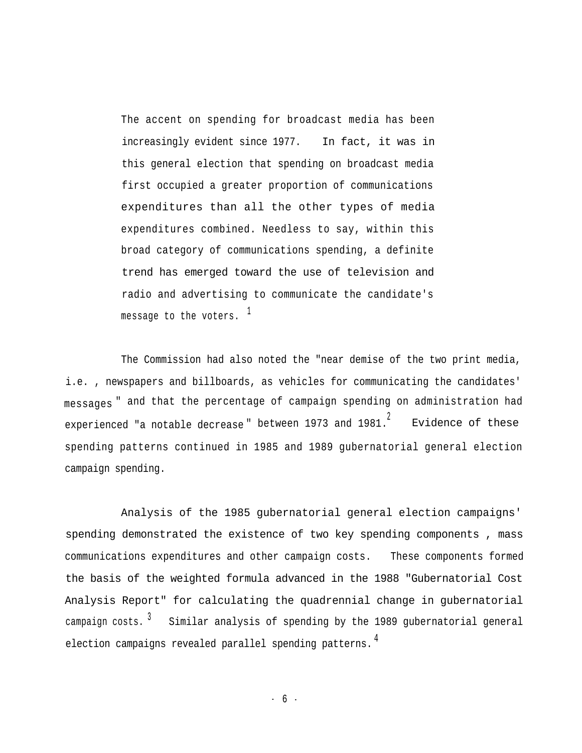> The accent on spending for broadcast media has been increasingly evident since 1977. In fact, it was in this general election that spending on broadcast media first occupied a greater proportion of communications expenditures than all the other types of media expenditures combined. Needless to say, within this broad category of communications spending, a definite trend has emerged toward the use of television and radio and advertising to communicate the candidate's message to the voters. [1]

The Commission had also noted the "near demise of the two print media, i.e. , newspapers and billboards, as vehicles for communicating the candidates' messages" and that the percentage of campaign spending on administration had experienced "a notable decrease" between 1973 and 1981.[2] Evidence of these spending patterns continued in 1985 and 1989 gubernatorial general election campaign spending.

Analysis of the 1985 gubernatorial general election campaigns' spending demonstrated the existence of two key spending components , mass communications expenditures and other campaign costs. These components formed the basis of the weighted formula advanced in the 1988 "Gubernatorial Cost Analysis Report" for calculating the quadrennial change in gubernatorial campaign costs.[3] Similar analysis of spending by the 1989 gubernatorial general election campaigns revealed parallel spending patterns.[4]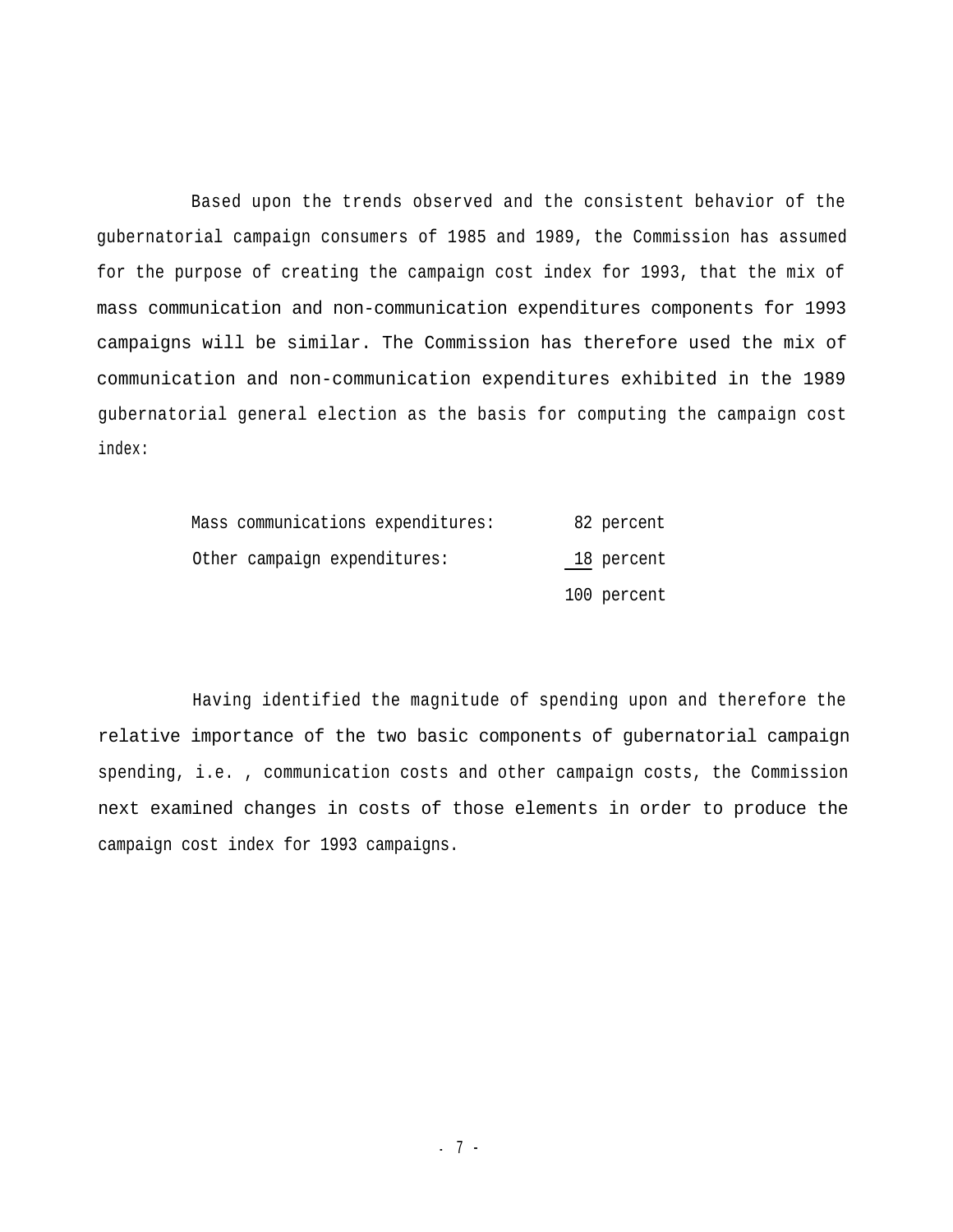Based upon the trends observed and the consistent behavior of the gubernatorial campaign consumers of 1985 and 1989, the Commission has assumed for the purpose of creating the campaign cost index for 1993, that the mix of mass communication and non-communication expenditures components for 1993 campaigns will be similar. The Commission has therefore used the mix of communication and non-communication expenditures exhibited in the 1989 gubernatorial general election as the basis for computing the campaign cost index:

| | |
|---|---|
| Mass communications expenditures: | 82 percent |
| Other campaign expenditures: | 18 percent |
| | 100 percent |

Having identified the magnitude of spending upon and therefore the relative importance of the two basic components of gubernatorial campaign spending, i.e. , communication costs and other campaign costs, the Commission next examined changes in costs of those elements in order to produce the campaign cost index for 1993 campaigns.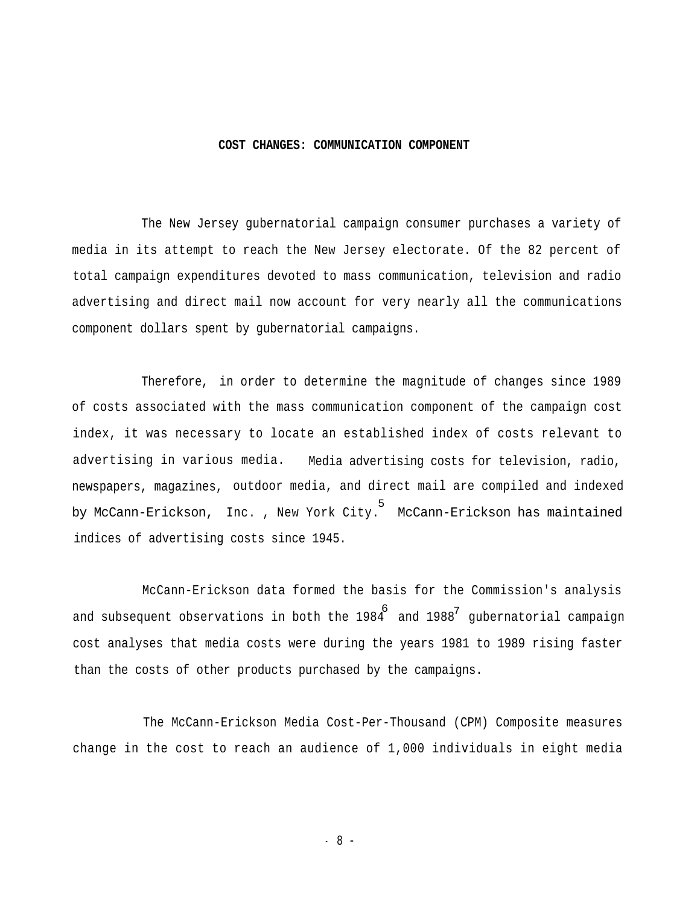## COST CHANGES: COMMUNICATION COMPONENT

The New Jersey gubernatorial campaign consumer purchases a variety of media in its attempt to reach the New Jersey electorate. Of the 82 percent of total campaign expenditures devoted to mass communication, television and radio advertising and direct mail now account for very nearly all the communications component dollars spent by gubernatorial campaigns.

Therefore, in order to determine the magnitude of changes since 1989 of costs associated with the mass communication component of the campaign cost index, it was necessary to locate an established index of costs relevant to advertising in various media. Media advertising costs for television, radio, newspapers, magazines, outdoor media, and direct mail are compiled and indexed by McCann-Erickson, Inc., New York City.[5] McCann-Erickson has maintained indices of advertising costs since 1945.

McCann-Erickson data formed the basis for the Commission's analysis and subsequent observations in both the 1984[6] and 1988[7] gubernatorial campaign cost analyses that media costs were during the years 1981 to 1989 rising faster than the costs of other products purchased by the campaigns.

The McCann-Erickson Media Cost-Per-Thousand (CPM) Composite measures change in the cost to reach an audience of 1,000 individuals in eight media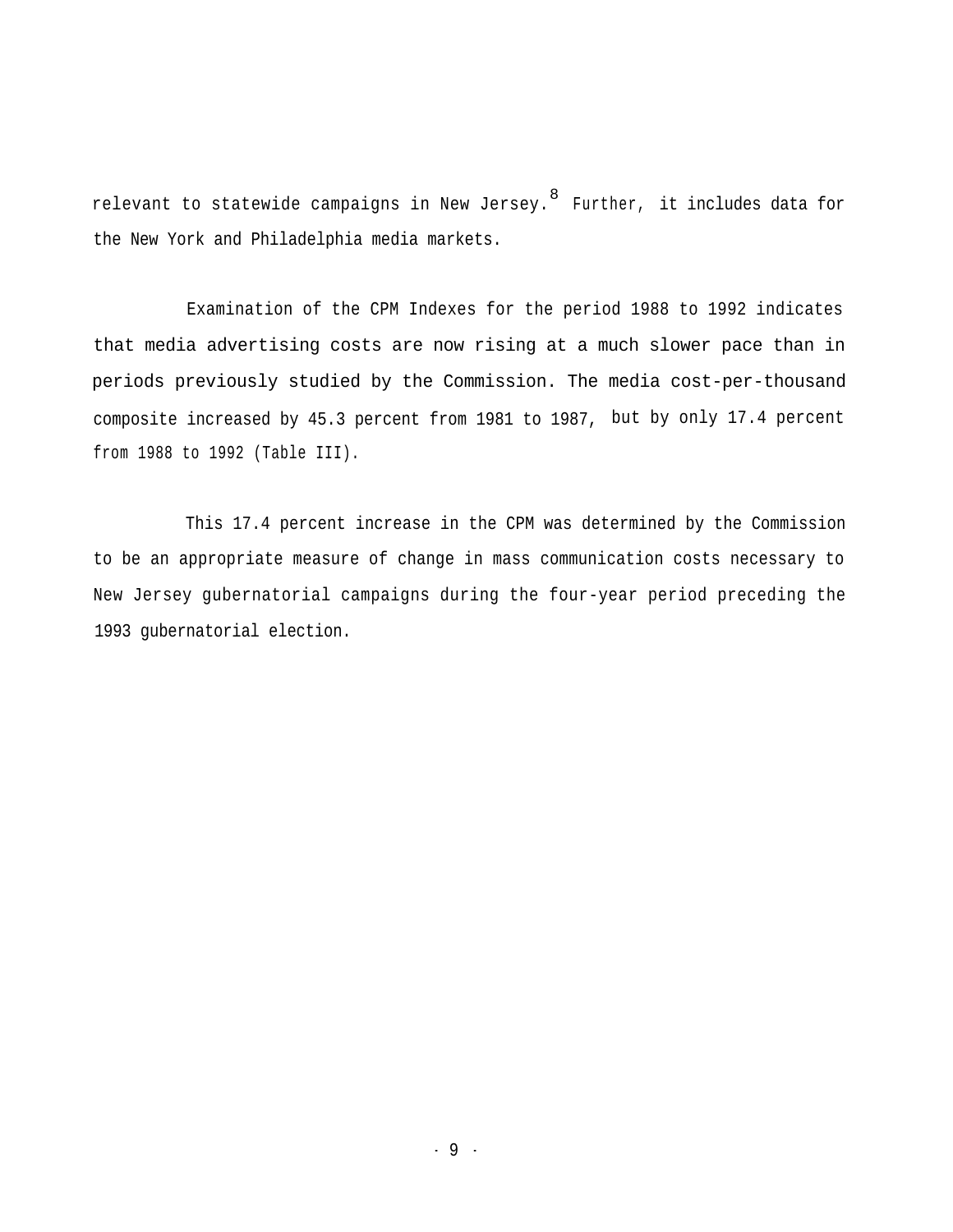relevant to statewide campaigns in New Jersey.[8] Further, it includes data for the New York and Philadelphia media markets.

Examination of the CPM Indexes for the period 1988 to 1992 indicates that media advertising costs are now rising at a much slower pace than in periods previously studied by the Commission. The media cost-per-thousand composite increased by 45.3 percent from 1981 to 1987, but by only 17.4 percent from 1988 to 1992 (Table III).

This 17.4 percent increase in the CPM was determined by the Commission to be an appropriate measure of change in mass communication costs necessary to New Jersey gubernatorial campaigns during the four-year period preceding the 1993 gubernatorial election.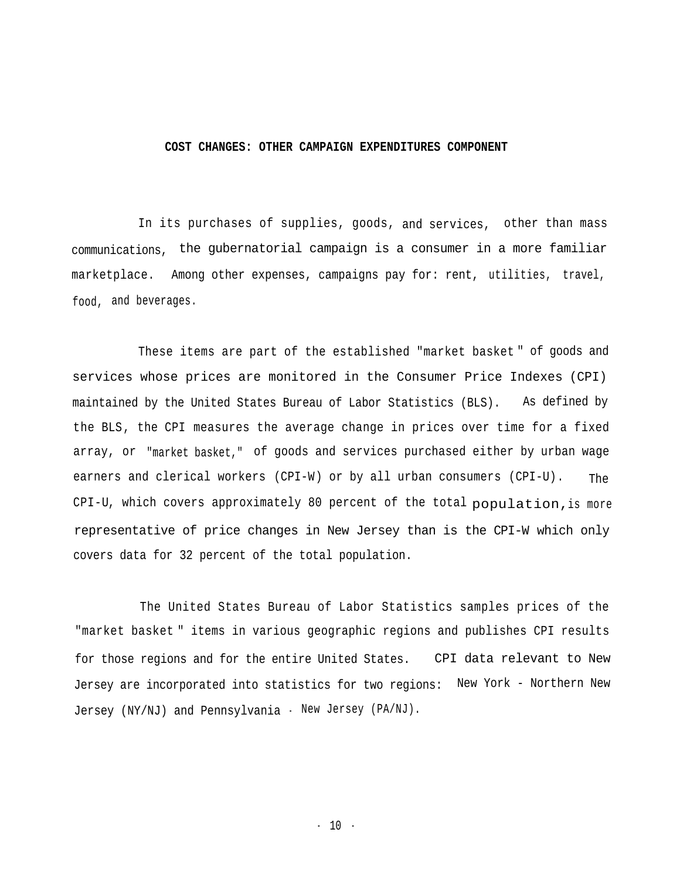## COST CHANGES: OTHER CAMPAIGN EXPENDITURES COMPONENT

In its purchases of supplies, goods, and services, other than mass communications, the gubernatorial campaign is a consumer in a more familiar marketplace. Among other expenses, campaigns pay for: rent, utilities, travel, food, and beverages.

These items are part of the established "market basket" of goods and services whose prices are monitored in the Consumer Price Indexes (CPI) maintained by the United States Bureau of Labor Statistics (BLS). As defined by the BLS, the CPI measures the average change in prices over time for a fixed array, or "market basket," of goods and services purchased either by urban wage earners and clerical workers (CPI-W) or by all urban consumers (CPI-U). The CPI-U, which covers approximately 80 percent of the total population, is more representative of price changes in New Jersey than is the CPI-W which only covers data for 32 percent of the total population.

The United States Bureau of Labor Statistics samples prices of the "market basket" items in various geographic regions and publishes CPI results for those regions and for the entire United States. CPI data relevant to New Jersey are incorporated into statistics for two regions: New York - Northern New Jersey (NY/NJ) and Pennsylvania - New Jersey (PA/NJ).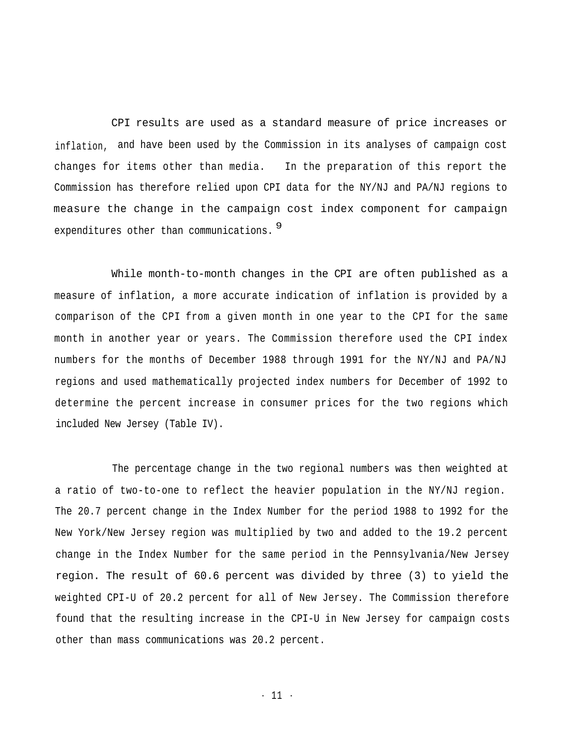CPI results are used as a standard measure of price increases or inflation, and have been used by the Commission in its analyses of campaign cost changes for items other than media. In the preparation of this report the Commission has therefore relied upon CPI data for the NY/NJ and PA/NJ regions to measure the change in the campaign cost index component for campaign expenditures other than communications.[9]

While month-to-month changes in the CPI are often published as a measure of inflation, a more accurate indication of inflation is provided by a comparison of the CPI from a given month in one year to the CPI for the same month in another year or years. The Commission therefore used the CPI index numbers for the months of December 1988 through 1991 for the NY/NJ and PA/NJ regions and used mathematically projected index numbers for December of 1992 to determine the percent increase in consumer prices for the two regions which included New Jersey (Table IV).

The percentage change in the two regional numbers was then weighted at a ratio of two-to-one to reflect the heavier population in the NY/NJ region. The 20.7 percent change in the Index Number for the period 1988 to 1992 for the New York/New Jersey region was multiplied by two and added to the 19.2 percent change in the Index Number for the same period in the Pennsylvania/New Jersey region. The result of 60.6 percent was divided by three (3) to yield the weighted CPI-U of 20.2 percent for all of New Jersey. The Commission therefore found that the resulting increase in the CPI-U in New Jersey for campaign costs other than mass communications was 20.2 percent.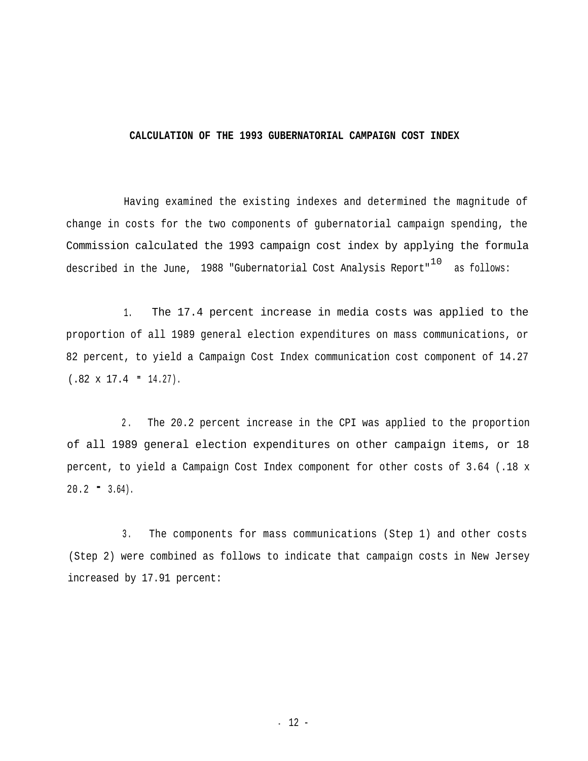## CALCULATION OF THE 1993 GUBERNATORIAL CAMPAIGN COST INDEX

Having examined the existing indexes and determined the magnitude of change in costs for the two components of gubernatorial campaign spending, the Commission calculated the 1993 campaign cost index by applying the formula described in the June, 1988 "Gubernatorial Cost Analysis Report"[10] as follows:

1. The 17.4 percent increase in media costs was applied to the proportion of all 1989 general election expenditures on mass communications, or 82 percent, to yield a Campaign Cost Index communication cost component of 14.27 (.82 x 17.4 = 14.27).

2. The 20.2 percent increase in the CPI was applied to the proportion of all 1989 general election expenditures on other campaign items, or 18 percent, to yield a Campaign Cost Index component for other costs of 3.64 (.18 x 20.2 = 3.64).

3. The components for mass communications (Step 1) and other costs (Step 2) were combined as follows to indicate that campaign costs in New Jersey increased by 17.91 percent: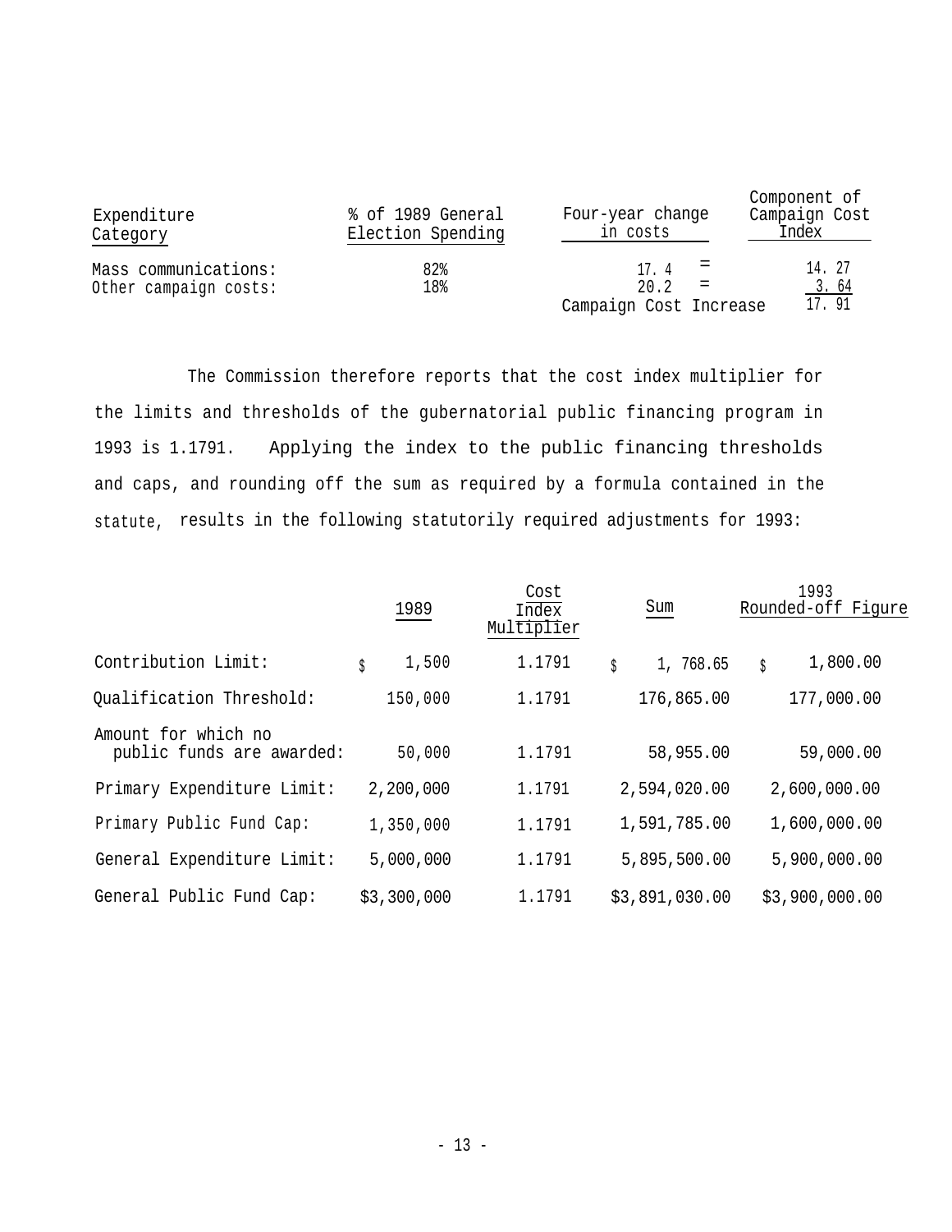| Expenditure Category | % of 1989 General Election Spending | Four-year change in costs | | Component of Campaign Cost Index |
|---|---|---|---|---|
| Mass communications: | 82% | 17.4 | = | 14.27 |
| Other campaign costs: | 18% | 20.2 | = | 3.64 |
| | | Campaign Cost Increase | | 17.91 |

The Commission therefore reports that the cost index multiplier for the limits and thresholds of the gubernatorial public financing program in 1993 is 1.1791. Applying the index to the public financing thresholds and caps, and rounding off the sum as required by a formula contained in the statute, results in the following statutorily required adjustments for 1993:

| | 1989 | Cost Index Multiplier | Sum | 1993 Rounded-off Figure |
|---|---|---|---|---|
| Contribution Limit: | $ 1,500 | 1.1791 | $ 1,768.65 | $ 1,800.00 |
| Qualification Threshold: | 150,000 | 1.1791 | 176,865.00 | 177,000.00 |
| Amount for which no public funds are awarded: | 50,000 | 1.1791 | 58,955.00 | 59,000.00 |
| Primary Expenditure Limit: | 2,200,000 | 1.1791 | 2,594,020.00 | 2,600,000.00 |
| Primary Public Fund Cap: | 1,350,000 | 1.1791 | 1,591,785.00 | 1,600,000.00 |
| General Expenditure Limit: | 5,000,000 | 1.1791 | 5,895,500.00 | 5,900,000.00 |
| General Public Fund Cap: | $3,300,000 | 1.1791 | $3,891,030.00 | $3,900,000.00 |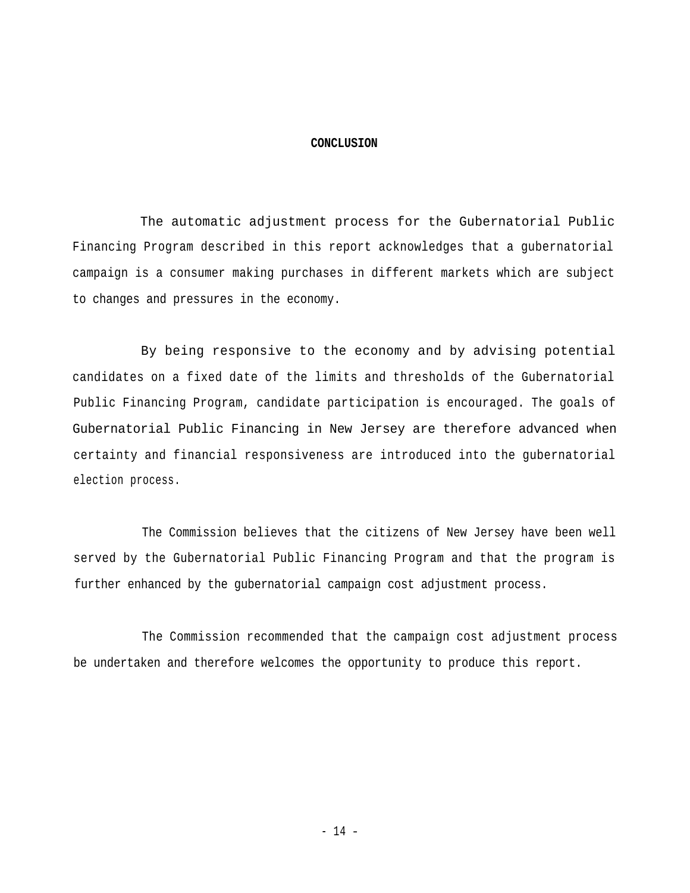## CONCLUSION

The automatic adjustment process for the Gubernatorial Public Financing Program described in this report acknowledges that a gubernatorial campaign is a consumer making purchases in different markets which are subject to changes and pressures in the economy.

By being responsive to the economy and by advising potential candidates on a fixed date of the limits and thresholds of the Gubernatorial Public Financing Program, candidate participation is encouraged. The goals of Gubernatorial Public Financing in New Jersey are therefore advanced when certainty and financial responsiveness are introduced into the gubernatorial election process.

The Commission believes that the citizens of New Jersey have been well served by the Gubernatorial Public Financing Program and that the program is further enhanced by the gubernatorial campaign cost adjustment process.

The Commission recommended that the campaign cost adjustment process be undertaken and therefore welcomes the opportunity to produce this report.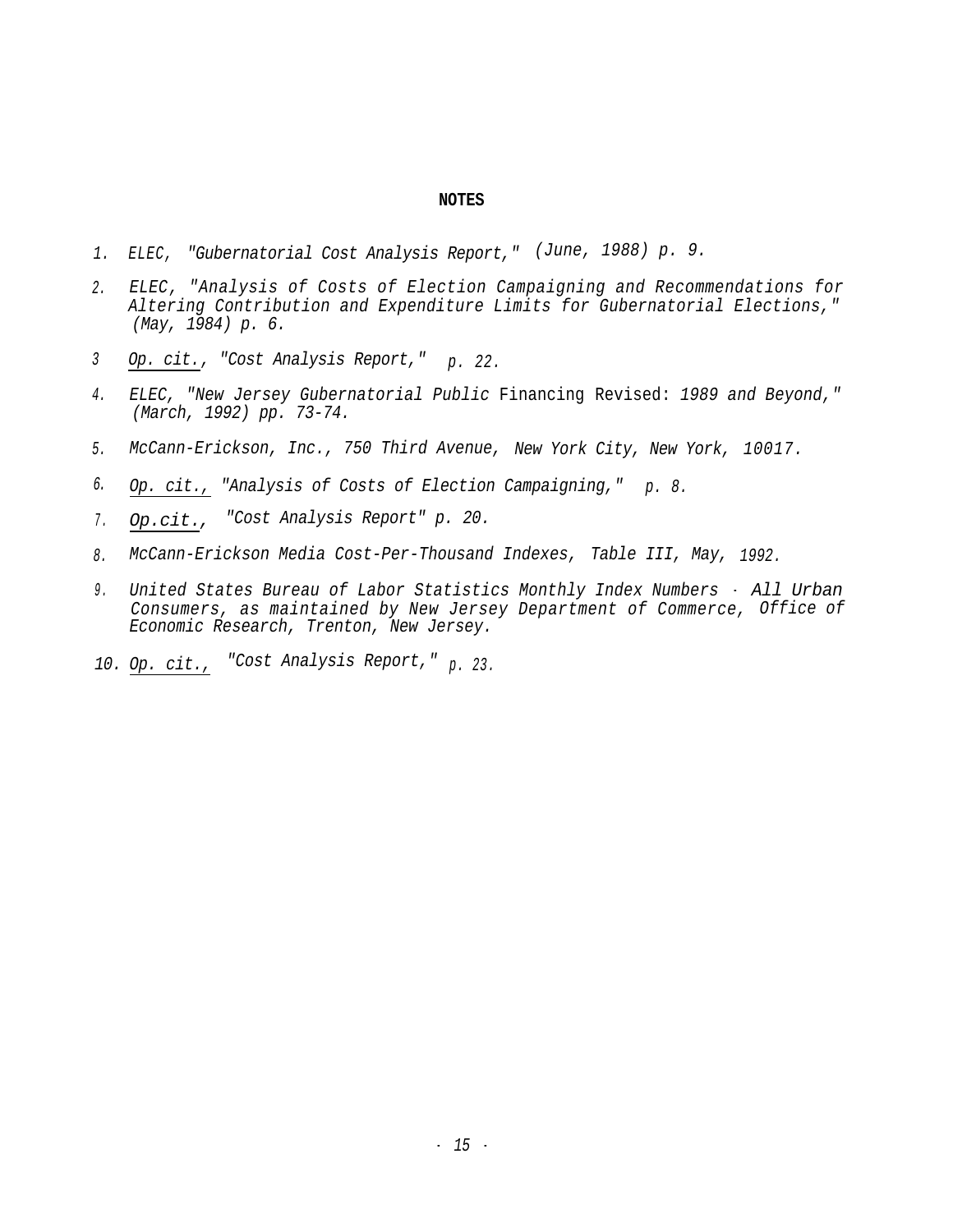## NOTES

1. ELEC, "Gubernatorial Cost Analysis Report," (June, 1988) p. 9.
2. ELEC, "Analysis of Costs of Election Campaigning and Recommendations for Altering Contribution and Expenditure Limits for Gubernatorial Elections," (May, 1984) p. 6.
3. Op. cit., "Cost Analysis Report," p. 22.
4. ELEC, "New Jersey Gubernatorial Public Financing Revised: 1989 and Beyond," (March, 1992) pp. 73-74.
5. McCann-Erickson, Inc., 750 Third Avenue, New York City, New York, 10017.
6. Op. cit., "Analysis of Costs of Election Campaigning," p. 8.
7. Op.cit., "Cost Analysis Report" p. 20.
8. McCann-Erickson Media Cost-Per-Thousand Indexes, Table III, May, 1992.
9. United States Bureau of Labor Statistics Monthly Index Numbers - All Urban Consumers, as maintained by New Jersey Department of Commerce, Office of Economic Research, Trenton, New Jersey.
10. Op. cit., "Cost Analysis Report," p. 23.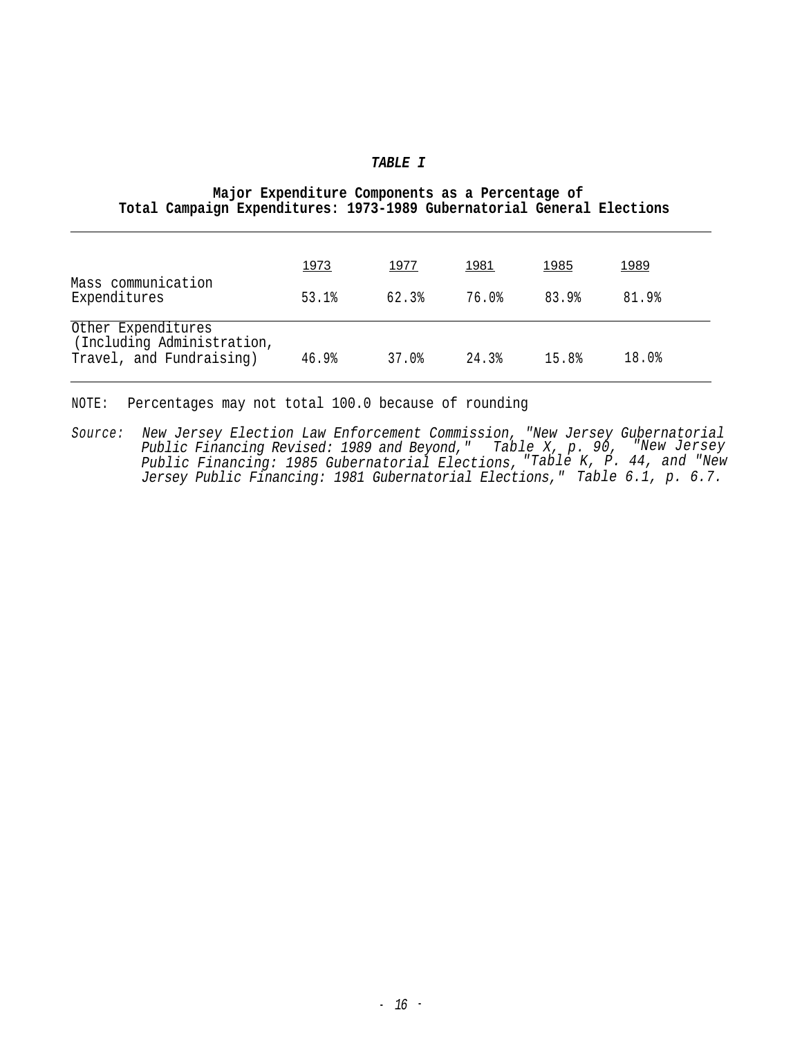**TABLE I**

**Major Expenditure Components as a Percentage of Total Campaign Expenditures: 1973-1989 Gubernatorial General Elections**

| | 1973 | 1977 | 1981 | 1985 | 1989 |
|---|---|---|---|---|---|
| Mass communication Expenditures | 53.1% | 62.3% | 76.0% | 83.9% | 81.9% |
| Other Expenditures (Including Administration, Travel, and Fundraising) | 46.9% | 37.0% | 24.3% | 15.8% | 18.0% |

NOTE: Percentages may not total 100.0 because of rounding

*Source: New Jersey Election Law Enforcement Commission, "New Jersey Gubernatorial Public Financing Revised: 1989 and Beyond," Table X, p. 90, "New Jersey Public Financing: 1985 Gubernatorial Elections, "Table K, P. 44, and "New Jersey Public Financing: 1981 Gubernatorial Elections," Table 6.1, p. 6.7.*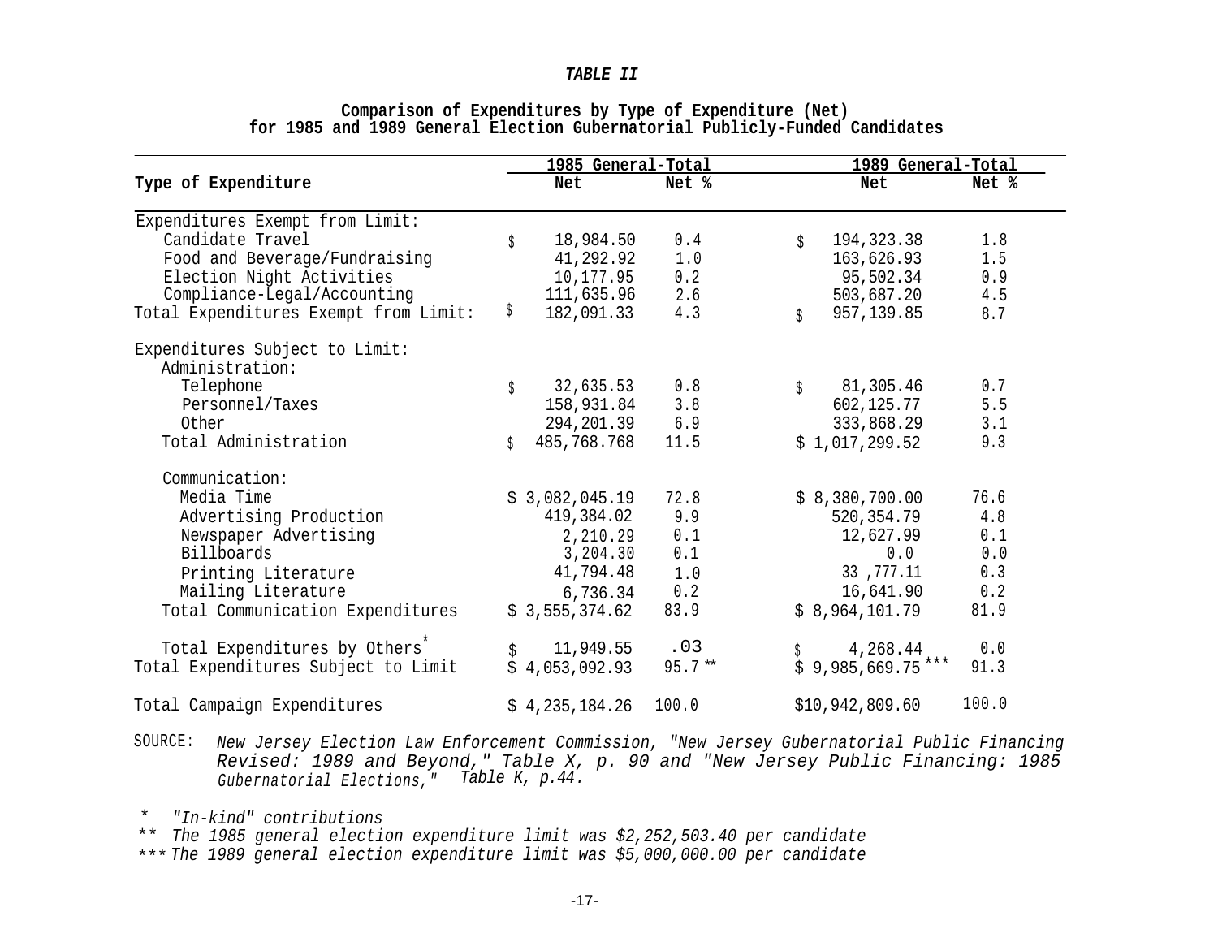**TABLE II**

**Comparison of Expenditures by Type of Expenditure (Net) for 1985 and 1989 General Election Gubernatorial Publicly-Funded Candidates**

| Type of Expenditure | 1985 General-Total | | 1989 General-Total | |
|---|---|---|---|---|
| | Net | Net % | Net | Net % |
| Expenditures Exempt from Limit: | | | | |
| Candidate Travel | $ 18,984.50 | 0.4 | $ 194,323.38 | 1.8 |
| Food and Beverage/Fundraising | 41,292.92 | 1.0 | 163,626.93 | 1.5 |
| Election Night Activities | 10,177.95 | 0.2 | 95,502.34 | 0.9 |
| Compliance-Legal/Accounting | 111,635.96 | 2.6 | 503,687.20 | 4.5 |
| Total Expenditures Exempt from Limit: | $ 182,091.33 | 4.3 | $ 957,139.85 | 8.7 |
| Expenditures Subject to Limit: | | | | |
| Administration: | | | | |
| Telephone | $ 32,635.53 | 0.8 | $ 81,305.46 | 0.7 |
| Personnel/Taxes | 158,931.84 | 3.8 | 602,125.77 | 5.5 |
| Other | 294,201.39 | 6.9 | 333,868.29 | 3.1 |
| Total Administration | $ 485,768.768 | 11.5 | $ 1,017,299.52 | 9.3 |
| Communication: | | | | |
| Media Time | $ 3,082,045.19 | 72.8 | $ 8,380,700.00 | 76.6 |
| Advertising Production | 419,384.02 | 9.9 | 520,354.79 | 4.8 |
| Newspaper Advertising | 2,210.29 | 0.1 | 12,627.99 | 0.1 |
| Billboards | 3,204.30 | 0.1 | 0.0 | 0.0 |
| Printing Literature | 41,794.48 | 1.0 | 33 ,777.11 | 0.3 |
| Mailing Literature | 6,736.34 | 0.2 | 16,641.90 | 0.2 |
| Total Communication Expenditures | $ 3,555,374.62 | 83.9 | $ 8,964,101.79 | 81.9 |
| Total Expenditures by Others* | $ 11,949.55 | .03 | $ 4,268.44 | 0.0 |
| Total Expenditures Subject to Limit | $ 4,053,092.93 | 95.7 ** | $ 9,985,669.75 *** | 91.3 |
| Total Campaign Expenditures | $ 4,235,184.26 | 100.0 | $10,942,809.60 | 100.0 |

SOURCE: *New Jersey Election Law Enforcement Commission, "New Jersey Gubernatorial Public Financing Revised: 1989 and Beyond," Table X, p. 90 and "New Jersey Public Financing: 1985 Gubernatorial Elections," Table K, p.44.*

\* *"In-kind" contributions*

\*\* *The 1985 general election expenditure limit was $2,252,503.40 per candidate*

\*\*\* *The 1989 general election expenditure limit was $5,000,000.00 per candidate*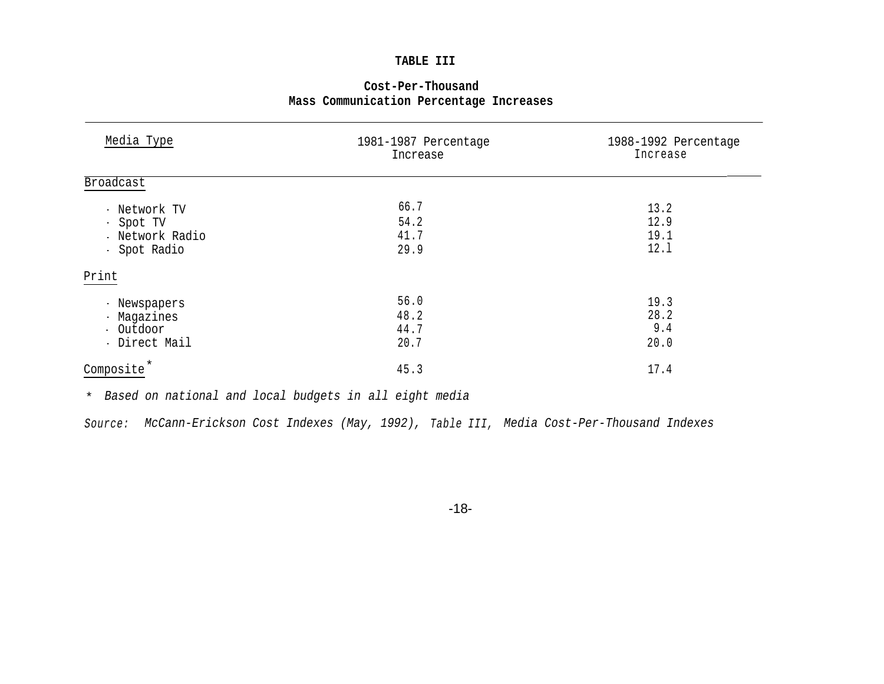**TABLE III**

**Cost-Per-Thousand**
**Mass Communication Percentage Increases**

| Media Type | 1981-1987 Percentage Increase | 1988-1992 Percentage Increase |
|---|---|---|
| Broadcast | | |
| · Network TV | 66.7 | 13.2 |
| · Spot TV | 54.2 | 12.9 |
| · Network Radio | 41.7 | 19.1 |
| · Spot Radio | 29.9 | 12.1 |
| Print | | |
| · Newspapers | 56.0 | 19.3 |
| · Magazines | 48.2 | 28.2 |
| · Outdoor | 44.7 | 9.4 |
| · Direct Mail | 20.7 | 20.0 |
| Composite* | 45.3 | 17.4 |

*\* Based on national and local budgets in all eight media*

*Source: McCann-Erickson Cost Indexes (May, 1992), Table III, Media Cost-Per-Thousand Indexes*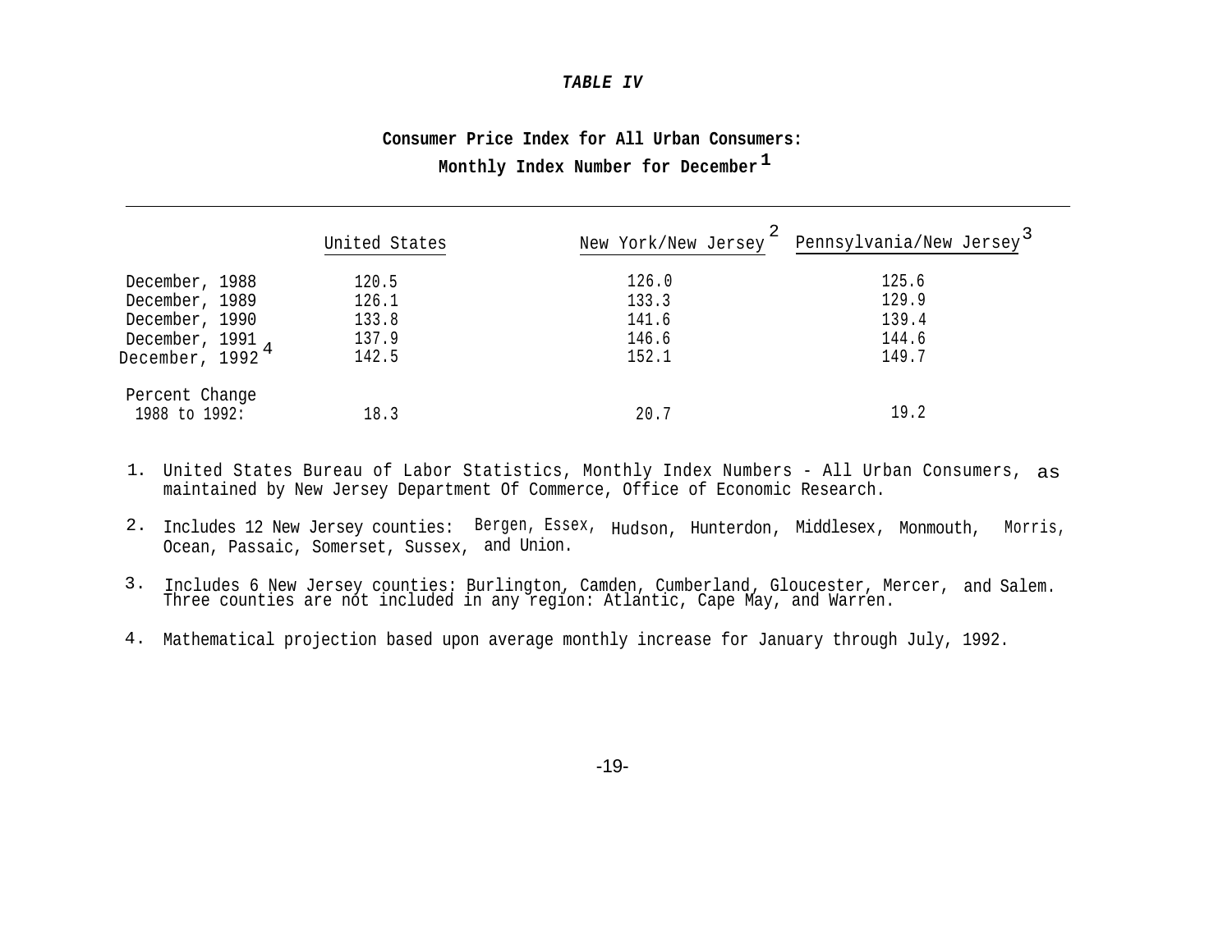*TABLE IV*

**Consumer Price Index for All Urban Consumers:**

**Monthly Index Number for December[1]**

| | United States | New York/New Jersey[2] | Pennsylvania/New Jersey[3] |
|---|---|---|---|
| December, 1988 | 120.5 | 126.0 | 125.6 |
| December, 1989 | 126.1 | 133.3 | 129.9 |
| December, 1990 | 133.8 | 141.6 | 139.4 |
| December, 1991 | 137.9 | 146.6 | 144.6 |
| December, 1992[4] | 142.5 | 152.1 | 149.7 |
| Percent Change 1988 to 1992: | 18.3 | 20.7 | 19.2 |

1. United States Bureau of Labor Statistics, Monthly Index Numbers - All Urban Consumers, as maintained by New Jersey Department Of Commerce, Office of Economic Research.

2. Includes 12 New Jersey counties: Bergen, Essex, Hudson, Hunterdon, Middlesex, Monmouth, Morris, Ocean, Passaic, Somerset, Sussex, and Union.

3. Includes 6 New Jersey counties: Burlington, Camden, Cumberland, Gloucester, Mercer, and Salem. Three counties are not included in any region: Atlantic, Cape May, and Warren.

4. Mathematical projection based upon average monthly increase for January through July, 1992.